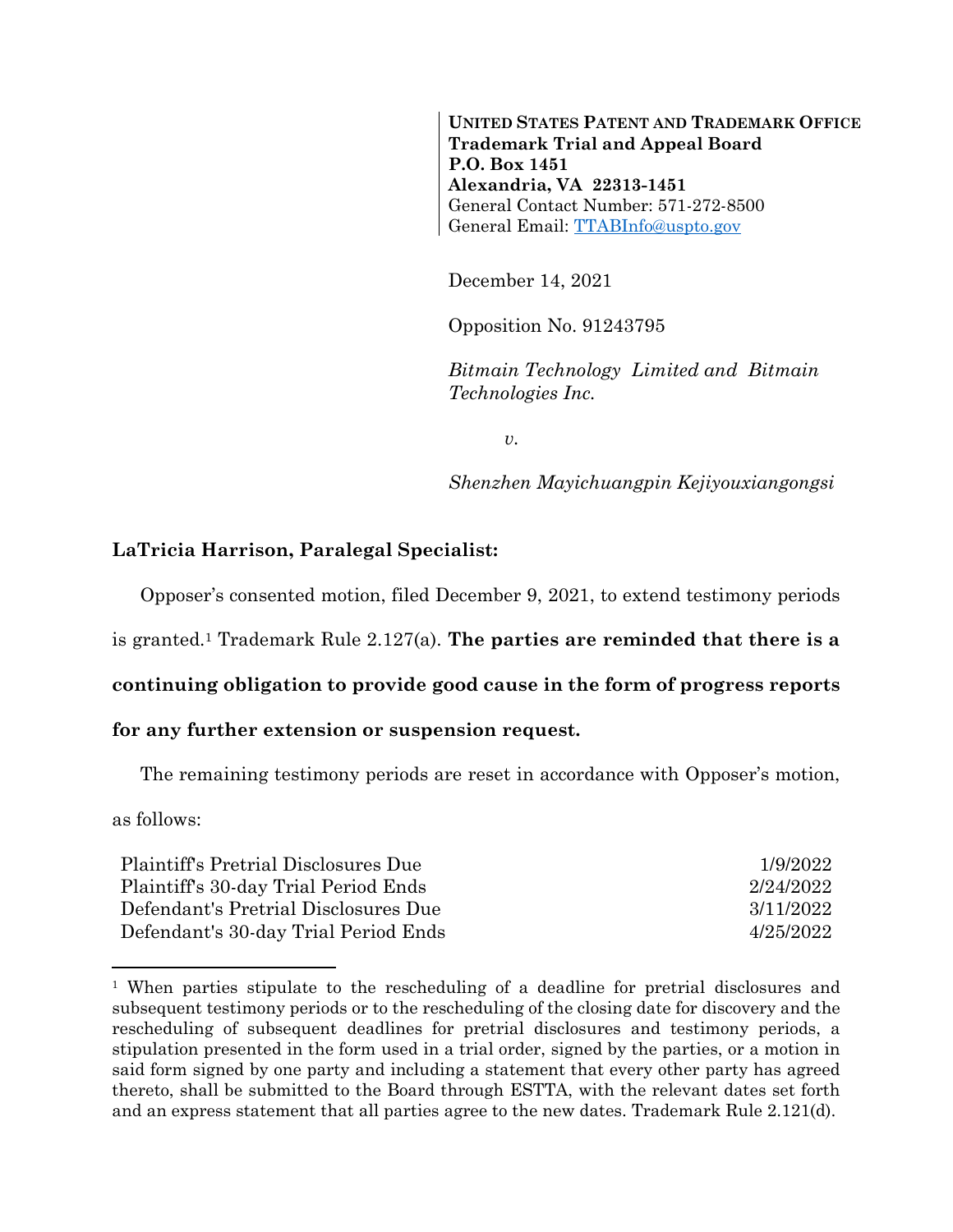**UNITED STATES PATENT AND TRADEMARK OFFICE**
**Trademark Trial and Appeal Board**
**P.O. Box 1451**
**Alexandria, VA 22313-1451**
General Contact Number: 571-272-8500
General Email: TTABInfo@uspto.gov

December 14, 2021

Opposition No. 91243795

*Bitmain Technology Limited and Bitmain Technologies Inc.*

*v.*

*Shenzhen Mayichuangpin Kejiyouxiangongsi*

**LaTricia Harrison, Paralegal Specialist:**

Opposer's consented motion, filed December 9, 2021, to extend testimony periods is granted.[1] Trademark Rule 2.127(a). **The parties are reminded that there is a continuing obligation to provide good cause in the form of progress reports for any further extension or suspension request.**

The remaining testimony periods are reset in accordance with Opposer's motion, as follows:

| | |
|---|---|
| Plaintiff's Pretrial Disclosures Due | 1/9/2022 |
| Plaintiff's 30-day Trial Period Ends | 2/24/2022 |
| Defendant's Pretrial Disclosures Due | 3/11/2022 |
| Defendant's 30-day Trial Period Ends | 4/25/2022 |

---

[1] When parties stipulate to the rescheduling of a deadline for pretrial disclosures and subsequent testimony periods or to the rescheduling of the closing date for discovery and the rescheduling of subsequent deadlines for pretrial disclosures and testimony periods, a stipulation presented in the form used in a trial order, signed by the parties, or a motion in said form signed by one party and including a statement that every other party has agreed thereto, shall be submitted to the Board through ESTTA, with the relevant dates set forth and an express statement that all parties agree to the new dates. Trademark Rule 2.121(d).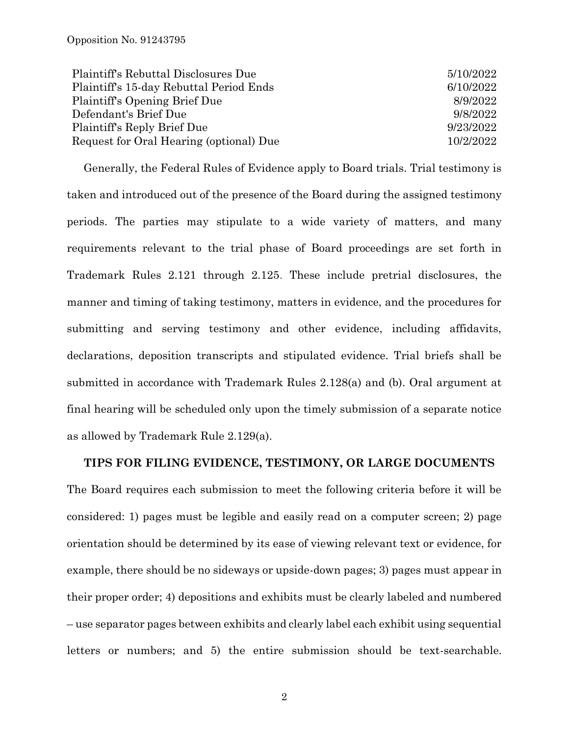| | |
|---|---|
| Plaintiff's Rebuttal Disclosures Due | 5/10/2022 |
| Plaintiff's 15-day Rebuttal Period Ends | 6/10/2022 |
| Plaintiff's Opening Brief Due | 8/9/2022 |
| Defendant's Brief Due | 9/8/2022 |
| Plaintiff's Reply Brief Due | 9/23/2022 |
| Request for Oral Hearing (optional) Due | 10/2/2022 |

Generally, the Federal Rules of Evidence apply to Board trials. Trial testimony is taken and introduced out of the presence of the Board during the assigned testimony periods. The parties may stipulate to a wide variety of matters, and many requirements relevant to the trial phase of Board proceedings are set forth in Trademark Rules 2.121 through 2.125. These include pretrial disclosures, the manner and timing of taking testimony, matters in evidence, and the procedures for submitting and serving testimony and other evidence, including affidavits, declarations, deposition transcripts and stipulated evidence. Trial briefs shall be submitted in accordance with Trademark Rules 2.128(a) and (b). Oral argument at final hearing will be scheduled only upon the timely submission of a separate notice as allowed by Trademark Rule 2.129(a).

**TIPS FOR FILING EVIDENCE, TESTIMONY, OR LARGE DOCUMENTS**

The Board requires each submission to meet the following criteria before it will be considered: 1) pages must be legible and easily read on a computer screen; 2) page orientation should be determined by its ease of viewing relevant text or evidence, for example, there should be no sideways or upside-down pages; 3) pages must appear in their proper order; 4) depositions and exhibits must be clearly labeled and numbered – use separator pages between exhibits and clearly label each exhibit using sequential letters or numbers; and 5) the entire submission should be text-searchable.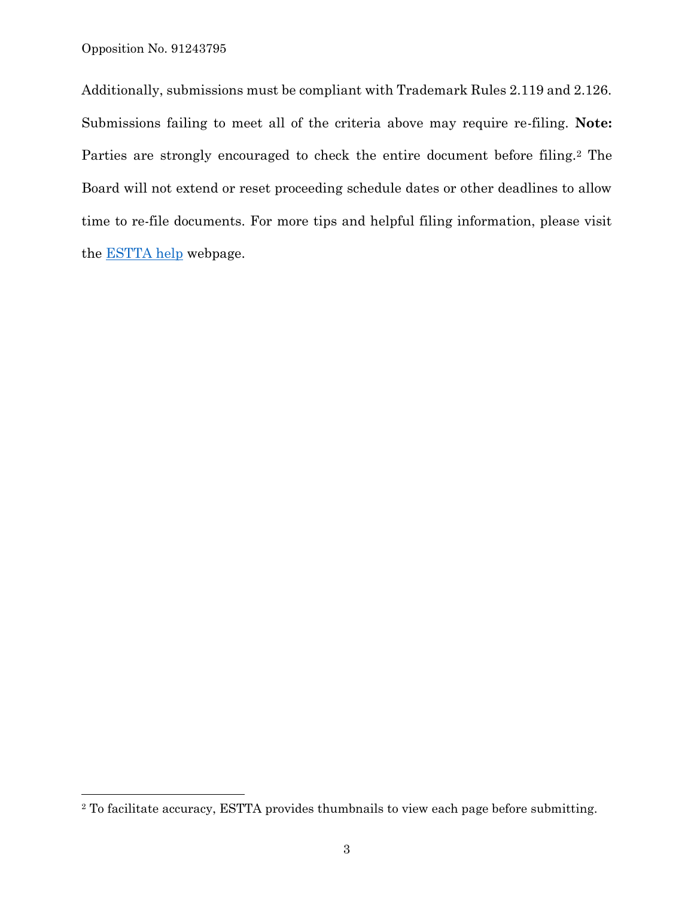Additionally, submissions must be compliant with Trademark Rules 2.119 and 2.126. Submissions failing to meet all of the criteria above may require re-filing. **Note:** Parties are strongly encouraged to check the entire document before filing.[2] The Board will not extend or reset proceeding schedule dates or other deadlines to allow time to re-file documents. For more tips and helpful filing information, please visit the ESTTA help webpage.

[2] To facilitate accuracy, ESTTA provides thumbnails to view each page before submitting.